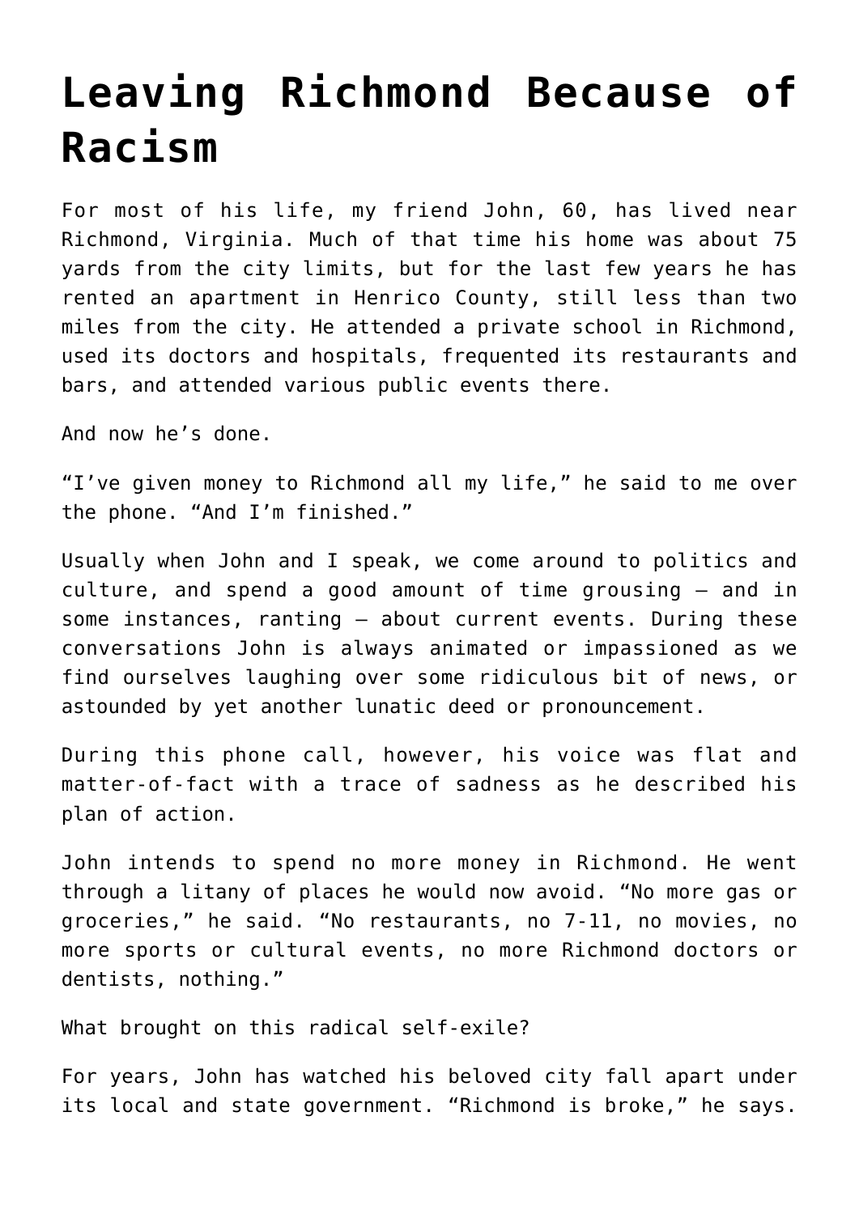# Leaving Richmond Because of Racism

For most of his life, my friend John, 60, has lived near Richmond, Virginia. Much of that time his home was about 75 yards from the city limits, but for the last few years he has rented an apartment in Henrico County, still less than two miles from the city. He attended a private school in Richmond, used its doctors and hospitals, frequented its restaurants and bars, and attended various public events there.

And now he's done.

"I've given money to Richmond all my life," he said to me over the phone. "And I'm finished."

Usually when John and I speak, we come around to politics and culture, and spend a good amount of time grousing — and in some instances, ranting — about current events. During these conversations John is always animated or impassioned as we find ourselves laughing over some ridiculous bit of news, or astounded by yet another lunatic deed or pronouncement.

During this phone call, however, his voice was flat and matter-of-fact with a trace of sadness as he described his plan of action.

John intends to spend no more money in Richmond. He went through a litany of places he would now avoid. "No more gas or groceries," he said. "No restaurants, no 7-11, no movies, no more sports or cultural events, no more Richmond doctors or dentists, nothing."

What brought on this radical self-exile?

For years, John has watched his beloved city fall apart under its local and state government. "Richmond is broke," he says.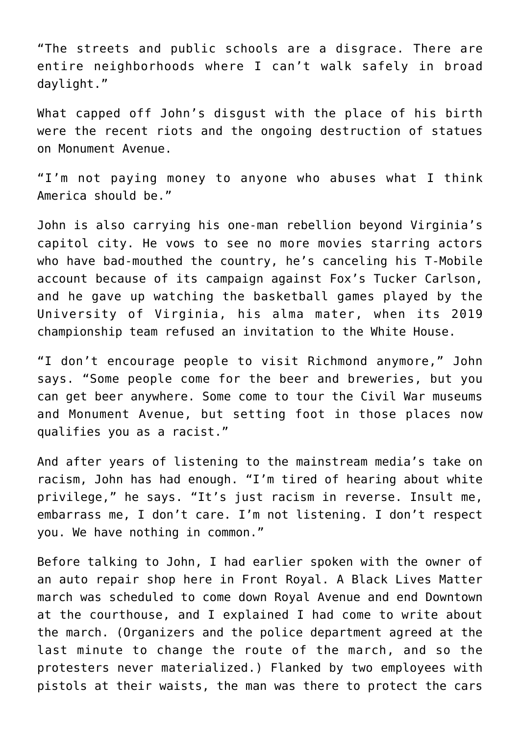"The streets and public schools are a disgrace. There are entire neighborhoods where I can't walk safely in broad daylight."

What capped off John's disgust with the place of his birth were the recent riots and the ongoing destruction of statues on Monument Avenue.

"I'm not paying money to anyone who abuses what I think America should be."

John is also carrying his one-man rebellion beyond Virginia's capitol city. He vows to see no more movies starring actors who have bad-mouthed the country, he's canceling his T-Mobile account because of its campaign against Fox's Tucker Carlson, and he gave up watching the basketball games played by the University of Virginia, his alma mater, when its 2019 championship team refused an invitation to the White House.

"I don't encourage people to visit Richmond anymore," John says. "Some people come for the beer and breweries, but you can get beer anywhere. Some come to tour the Civil War museums and Monument Avenue, but setting foot in those places now qualifies you as a racist."

And after years of listening to the mainstream media's take on racism, John has had enough. "I'm tired of hearing about white privilege," he says. "It's just racism in reverse. Insult me, embarrass me, I don't care. I'm not listening. I don't respect you. We have nothing in common."

Before talking to John, I had earlier spoken with the owner of an auto repair shop here in Front Royal. A Black Lives Matter march was scheduled to come down Royal Avenue and end Downtown at the courthouse, and I explained I had come to write about the march. (Organizers and the police department agreed at the last minute to change the route of the march, and so the protesters never materialized.) Flanked by two employees with pistols at their waists, the man was there to protect the cars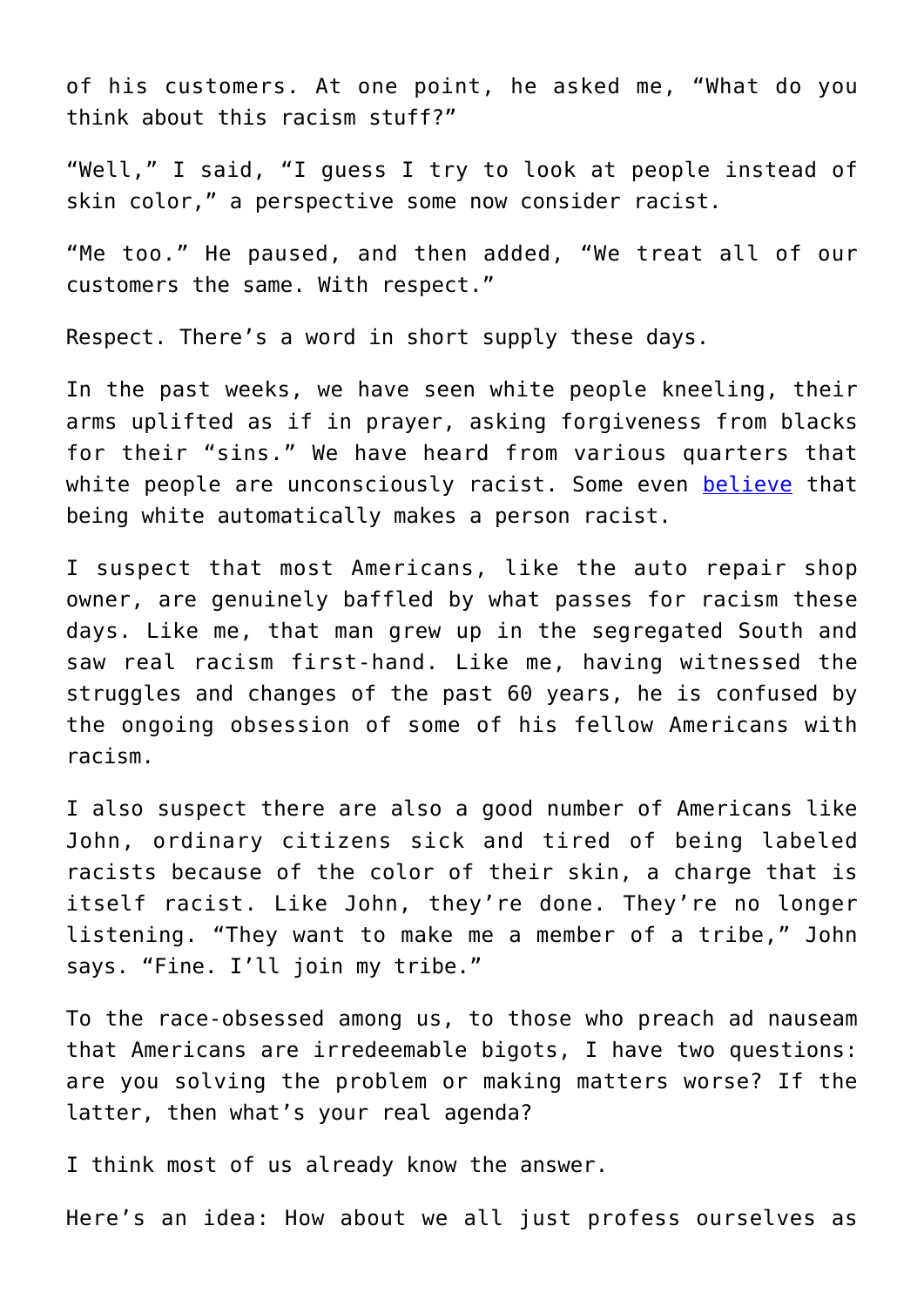of his customers. At one point, he asked me, "What do you think about this racism stuff?"

"Well," I said, "I guess I try to look at people instead of skin color," a perspective some now consider racist.

"Me too." He paused, and then added, "We treat all of our customers the same. With respect."

Respect. There's a word in short supply these days.

In the past weeks, we have seen white people kneeling, their arms uplifted as if in prayer, asking forgiveness from blacks for their "sins." We have heard from various quarters that white people are unconsciously racist. Some even believe that being white automatically makes a person racist.

I suspect that most Americans, like the auto repair shop owner, are genuinely baffled by what passes for racism these days. Like me, that man grew up in the segregated South and saw real racism first-hand. Like me, having witnessed the struggles and changes of the past 60 years, he is confused by the ongoing obsession of some of his fellow Americans with racism.

I also suspect there are also a good number of Americans like John, ordinary citizens sick and tired of being labeled racists because of the color of their skin, a charge that is itself racist. Like John, they're done. They're no longer listening. "They want to make me a member of a tribe," John says. "Fine. I'll join my tribe."

To the race-obsessed among us, to those who preach ad nauseam that Americans are irredeemable bigots, I have two questions: are you solving the problem or making matters worse? If the latter, then what's your real agenda?

I think most of us already know the answer.

Here's an idea: How about we all just profess ourselves as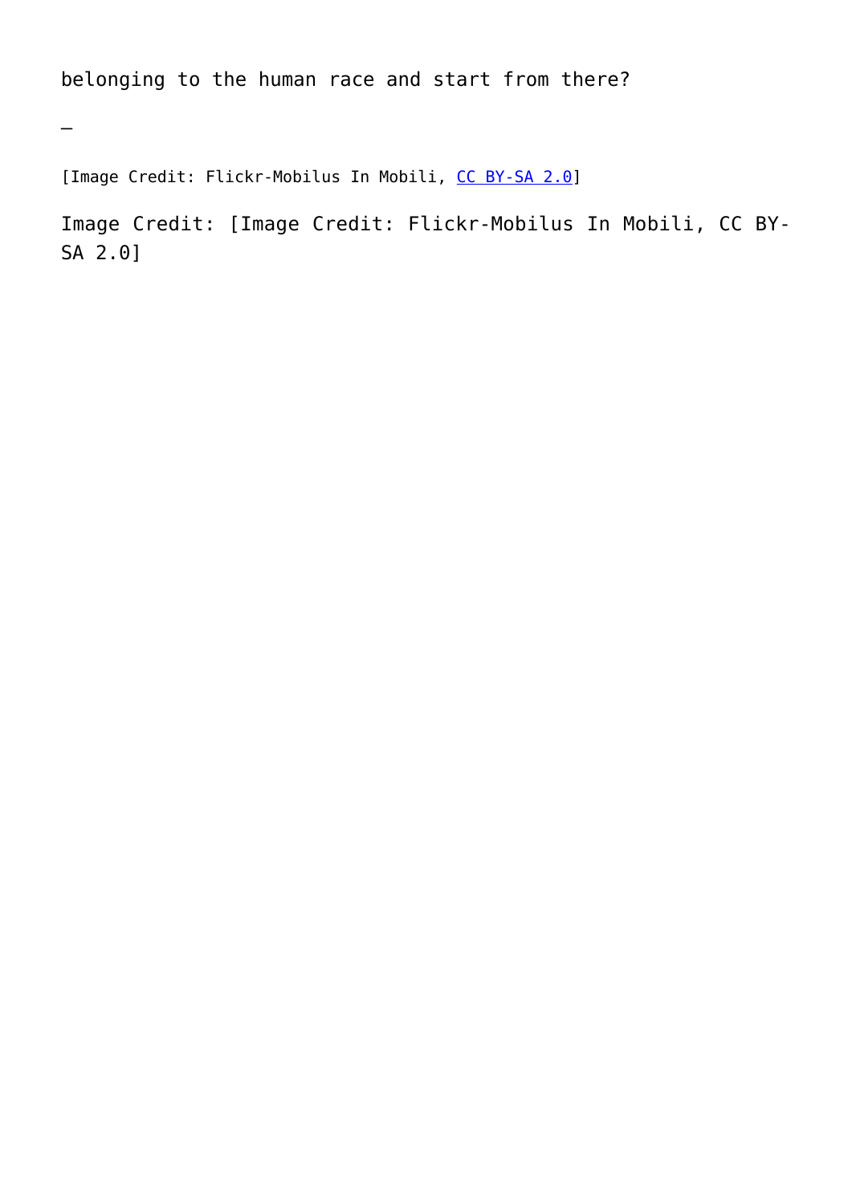belonging to the human race and start from there?

—

[Image Credit: Flickr-Mobilus In Mobili, CC BY-SA 2.0]

Image Credit: [Image Credit: Flickr-Mobilus In Mobili, CC BY-SA 2.0]